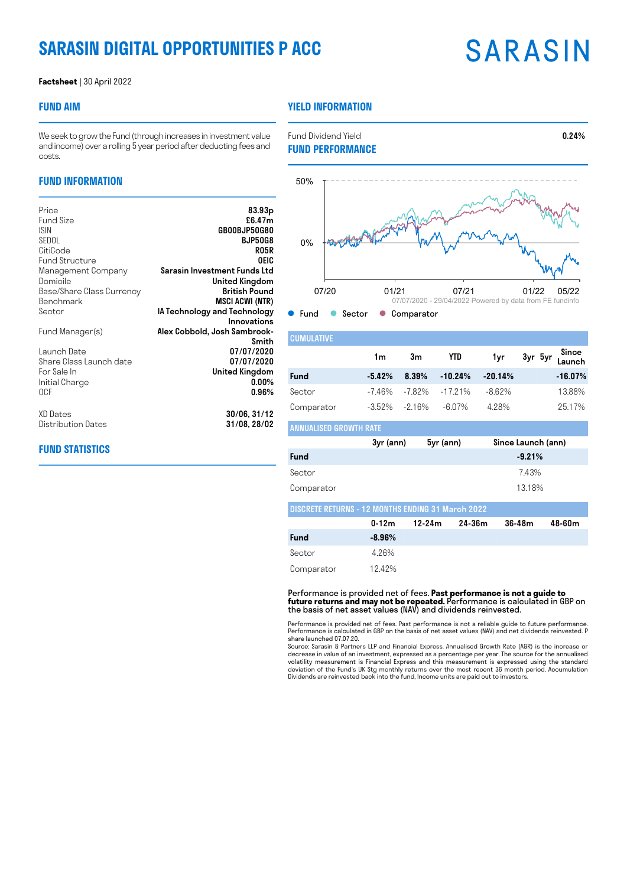# SARASIN DIGITAL OPPORTUNITIES P ACC

SARASIN

**Factsheet** | 30 April 2022

## FUND AIM

We seek to grow the Fund (through increases in investment value and income) over a rolling 5 year period after deducting fees and costs.

## FUND INFORMATION

| | |
|---|---|
| Price | **83.93p** |
| Fund Size | **£6.47m** |
| ISIN | **GB00BJP50G80** |
| SEDOL | **BJP50G8** |
| CitiCode | **R05R** |
| Fund Structure | **OEIC** |
| Management Company | **Sarasin Investment Funds Ltd** |
| Domicile | **United Kingdom** |
| Base/Share Class Currency | **British Pound** |
| Benchmark | **MSCI ACWI (NTR)** |
| Sector | **IA Technology and Technology Innovations** |
| Fund Manager(s) | **Alex Cobbold, Josh Sambrook-Smith** |
| Launch Date | **07/07/2020** |
| Share Class Launch date | **07/07/2020** |
| For Sale In | **United Kingdom** |
| Initial Charge | **0.00%** |
| OCF | **0.96%** |
| XD Dates | **30/06, 31/12** |
| Distribution Dates | **31/08, 28/02** |

## FUND STATISTICS

## YIELD INFORMATION

| | |
|---|---|
| Fund Dividend Yield | **0.24%** |

## FUND PERFORMANCE

07/07/2020 - 29/04/2022 Powered by data from FE fundinfo

Fund • Sector • Comparator

**CUMULATIVE**

| | 1m | 3m | YTD | 1yr | 3yr | 5yr | Since Launch |
|---|---|---|---|---|---|---|---|
| **Fund** | **-5.42%** | **8.39%** | **-10.24%** | **-20.14%** | | | **-16.07%** |
| Sector | -7.46% | -7.82% | -17.21% | -8.62% | | | 13.88% |
| Comparator | -3.52% | -2.16% | -6.07% | 4.28% | | | 25.17% |

**ANNUALISED GROWTH RATE**

| | 3yr (ann) | 5yr (ann) | Since Launch (ann) |
|---|---|---|---|
| **Fund** | | | **-9.21%** |
| Sector | | | 7.43% |
| Comparator | | | 13.18% |

**DISCRETE RETURNS - 12 MONTHS ENDING 31 March 2022**

| | 0-12m | 12-24m | 24-36m | 36-48m | 48-60m |
|---|---|---|---|---|---|
| **Fund** | **-8.96%** | | | | |
| Sector | 4.26% | | | | |
| Comparator | 12.42% | | | | |

Performance is provided net of fees. **Past performance is not a guide to future returns and may not be repeated.** Performance is calculated in GBP on the basis of net asset values (NAV) and dividends reinvested.

Performance is provided net of fees. Past performance is not a reliable guide to future performance. Performance is calculated in GBP on the basis of net asset values (NAV) and net dividends reinvested. P share launched 07.07.20.
Source: Sarasin & Partners LLP and Financial Express. Annualised Growth Rate (AGR) is the increase or decrease in value of an investment, expressed as a percentage per year. The source for the annualised volatility measurement is Financial Express and this measurement is expressed using the standard deviation of the Fund's UK Stg monthly returns over the most recent 36 month period. Accumulation Dividends are reinvested back into the fund, Income units are paid out to investors.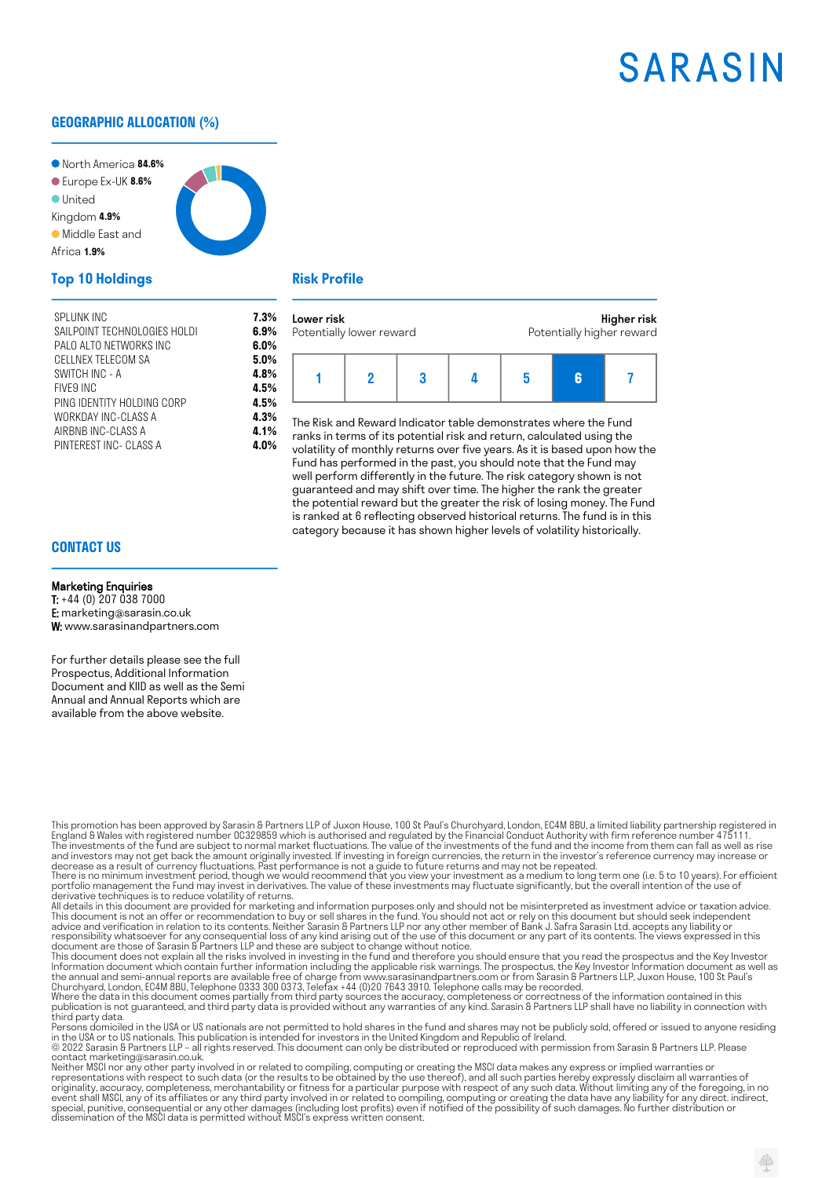## GEOGRAPHIC ALLOCATION (%)

North America **84.6%**
Europe Ex-UK **8.6%**
United Kingdom **4.9%**
Middle East and Africa **1.9%**

## Top 10 Holdings

| | |
|---|---|
| SPLUNK INC | **7.3%** |
| SAILPOINT TECHNOLOGIES HOLDI | **6.9%** |
| PALO ALTO NETWORKS INC | **6.0%** |
| CELLNEX TELECOM SA | **5.0%** |
| SWITCH INC - A | **4.8%** |
| FIVE9 INC | **4.5%** |
| PING IDENTITY HOLDING CORP | **4.5%** |
| WORKDAY INC-CLASS A | **4.3%** |
| AIRBNB INC-CLASS A | **4.1%** |
| PINTEREST INC- CLASS A | **4.0%** |

## Risk Profile

**Lower risk**
Potentially lower reward

**Higher risk**
Potentially higher reward

| | | | | | | |
|---|---|---|---|---|---|---|
| 1 | 2 | 3 | 4 | 5 | **6** | 7 |

The Risk and Reward Indicator table demonstrates where the Fund ranks in terms of its potential risk and return, calculated using the volatility of monthly returns over five years. As it is based upon how the Fund has performed in the past, you should note that the Fund may well perform differently in the future. The risk category shown is not guaranteed and may shift over time. The higher the rank the greater the potential reward but the greater the risk of losing money. The Fund is ranked at 6 reflecting observed historical returns. The fund is in this category because it has shown higher levels of volatility historically.

## CONTACT US

**Marketing Enquiries**
**T:** +44 (0) 207 038 7000
**E:** marketing@sarasin.co.uk
**W:** www.sarasinandpartners.com

For further details please see the full Prospectus, Additional Information Document and KIID as well as the Semi Annual and Annual Reports which are available from the above website.

This promotion has been approved by Sarasin & Partners LLP of Juxon House, 100 St Paul's Churchyard, London, EC4M 8BU, a limited liability partnership registered in England & Wales with registered number OC329859 which is authorised and regulated by the Financial Conduct Authority with firm reference number 475111.
The investments of the fund are subject to normal market fluctuations. The value of the investments of the fund and the income from them can fall as well as rise and investors may not get back the amount originally invested. If investing in foreign currencies, the return in the investor's reference currency may increase or decrease as a result of currency fluctuations. Past performance is not a guide to future returns and may not be repeated.
There is no minimum investment period, though we would recommend that you view your investment as a medium to long term one (i.e. 5 to 10 years). For efficient portfolio management the Fund may invest in derivatives. The value of these investments may fluctuate significantly, but the overall intention of the use of derivative techniques is to reduce volatility of returns.
All details in this document are provided for marketing and information purposes only and should not be misinterpreted as investment advice or taxation advice. This document is not an offer or recommendation to buy or sell shares in the fund. You should not act or rely on this document but should seek independent advice and verification in relation to its contents. Neither Sarasin & Partners LLP nor any other member of Bank J. Safra Sarasin Ltd. accepts any liability or responsibility whatsoever for any consequential loss of any kind arising out of the use of this document or any part of its contents. The views expressed in this document are those of Sarasin & Partners LLP and these are subject to change without notice.
This document does not explain all the risks involved in investing in the fund and therefore you should ensure that you read the prospectus and the Key Investor Information document which contain further information including the applicable risk warnings. The prospectus, the Key Investor Information document as well as the annual and semi-annual reports are available free of charge from www.sarasinandpartners.com or from Sarasin & Partners LLP, Juxon House, 100 St Paul's Churchyard, London, EC4M 8BU, Telephone 0333 300 0373, Telefax +44 (0)20 7643 3910. Telephone calls may be recorded.
Where the data in this document comes partially from third party sources the accuracy, completeness or correctness of the information contained in this publication is not guaranteed, and third party data is provided without any warranties of any kind. Sarasin & Partners LLP shall have no liability in connection with third party data.
Persons domiciled in the USA or US nationals are not permitted to hold shares in the fund and shares may not be publicly sold, offered or issued to anyone residing in the USA or to US nationals. This publication is intended for investors in the United Kingdom and Republic of Ireland.
© 2022 Sarasin & Partners LLP – all rights reserved. This document can only be distributed or reproduced with permission from Sarasin & Partners LLP. Please contact marketing@sarasin.co.uk.
Neither MSCI nor any other party involved in or related to compiling, computing or creating the MSCI data makes any express or implied warranties or representations with respect to such data (or the results to be obtained by the use thereof), and all such parties hereby expressly disclaim all warranties of originality, accuracy, completeness, merchantability or fitness for a particular purpose with respect of any such data. Without limiting any of the foregoing, in no event shall MSCI, any of its affiliates or any third party involved in or related to compiling, computing or creating the data have any liability for any direct. indirect, special, punitive, consequential or any other damages (including lost profits) even if notified of the possibility of such damages. No further distribution or dissemination of the MSCI data is permitted without MSCI's express written consent.